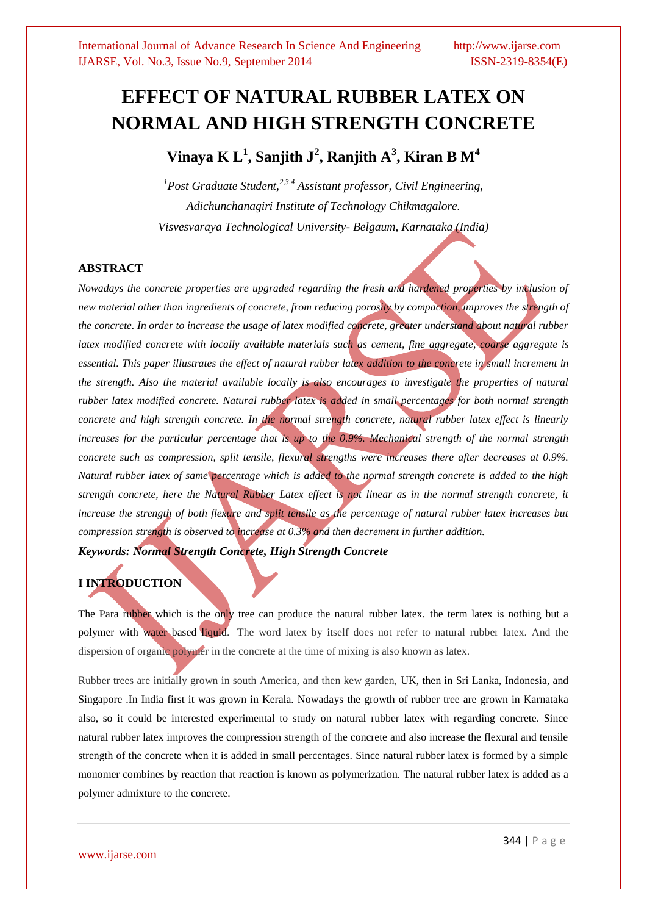# EFFECT OF NATURAL RUBBER LATEX ON NORMAL AND HIGH STRENGTH CONCRETE

**Vinaya K L[1], Sanjith J[2], Ranjith A[3], Kiran B M[4]**

*[1]Post Graduate Student,[2,3,4] Assistant professor, Civil Engineering, Adichunchanagiri Institute of Technology Chikmagalore. Visvesvaraya Technological University- Belgaum, Karnataka (India)*

## ABSTRACT

*Nowadays the concrete properties are upgraded regarding the fresh and hardened properties by inclusion of new material other than ingredients of concrete, from reducing porosity by compaction, improves the strength of the concrete. In order to increase the usage of latex modified concrete, greater understand about natural rubber latex modified concrete with locally available materials such as cement, fine aggregate, coarse aggregate is essential. This paper illustrates the effect of natural rubber latex addition to the concrete in small increment in the strength. Also the material available locally is also encourages to investigate the properties of natural rubber latex modified concrete. Natural rubber latex is added in small percentages for both normal strength concrete and high strength concrete. In the normal strength concrete, natural rubber latex effect is linearly increases for the particular percentage that is up to the 0.9%. Mechanical strength of the normal strength concrete such as compression, split tensile, flexural strengths were increases there after decreases at 0.9%. Natural rubber latex of same percentage which is added to the normal strength concrete is added to the high strength concrete, here the Natural Rubber Latex effect is not linear as in the normal strength concrete, it increase the strength of both flexure and split tensile as the percentage of natural rubber latex increases but compression strength is observed to increase at 0.3% and then decrement in further addition.*

***Keywords: Normal Strength Concrete, High Strength Concrete***

## I INTRODUCTION

The Para rubber which is the only tree can produce the natural rubber latex. the term latex is nothing but a polymer with water based liquid. The word latex by itself does not refer to natural rubber latex. And the dispersion of organic polymer in the concrete at the time of mixing is also known as latex.

Rubber trees are initially grown in south America, and then kew garden, UK, then in Sri Lanka, Indonesia, and Singapore .In India first it was grown in Kerala. Nowadays the growth of rubber tree are grown in Karnataka also, so it could be interested experimental to study on natural rubber latex with regarding concrete. Since natural rubber latex improves the compression strength of the concrete and also increase the flexural and tensile strength of the concrete when it is added in small percentages. Since natural rubber latex is formed by a simple monomer combines by reaction that reaction is known as polymerization. The natural rubber latex is added as a polymer admixture to the concrete.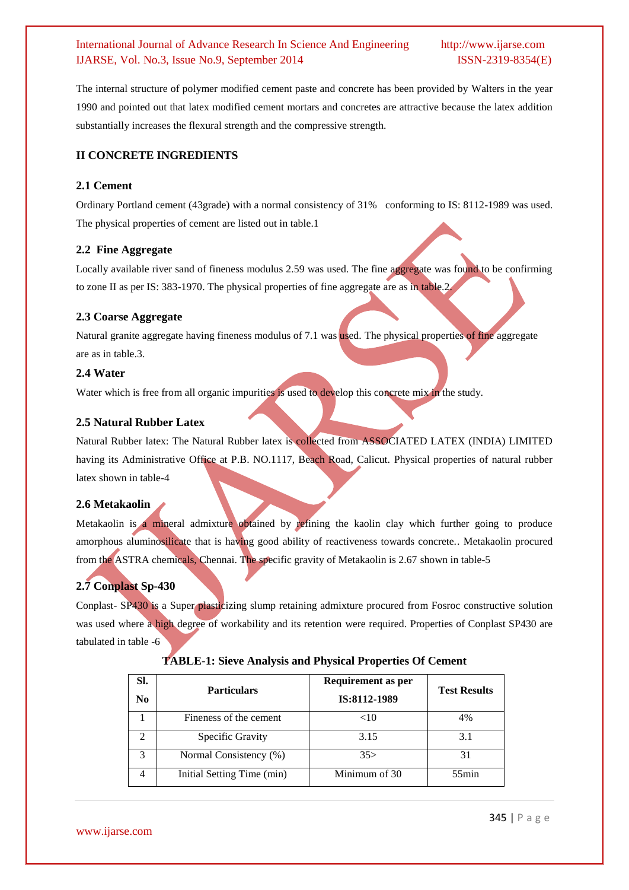The internal structure of polymer modified cement paste and concrete has been provided by Walters in the year 1990 and pointed out that latex modified cement mortars and concretes are attractive because the latex addition substantially increases the flexural strength and the compressive strength.

## II CONCRETE INGREDIENTS

### 2.1 Cement

Ordinary Portland cement (43grade) with a normal consistency of 31% conforming to IS: 8112-1989 was used. The physical properties of cement are listed out in table.1

### 2.2 Fine Aggregate

Locally available river sand of fineness modulus 2.59 was used. The fine aggregate was found to be confirming to zone II as per IS: 383-1970. The physical properties of fine aggregate are as in table.2.

### 2.3 Coarse Aggregate

Natural granite aggregate having fineness modulus of 7.1 was used. The physical properties of fine aggregate are as in table.3.

### 2.4 Water

Water which is free from all organic impurities is used to develop this concrete mix in the study.

### 2.5 Natural Rubber Latex

Natural Rubber latex: The Natural Rubber latex is collected from ASSOCIATED LATEX (INDIA) LIMITED having its Administrative Office at P.B. NO.1117, Beach Road, Calicut. Physical properties of natural rubber latex shown in table-4

### 2.6 Metakaolin

Metakaolin is a mineral admixture obtained by refining the kaolin clay which further going to produce amorphous aluminosilicate that is having good ability of reactiveness towards concrete.. Metakaolin procured from the ASTRA chemicals, Chennai. The specific gravity of Metakaolin is 2.67 shown in table-5

### 2.7 Conplast Sp-430

Conplast- SP430 is a Super plasticizing slump retaining admixture procured from Fosroc constructive solution was used where a high degree of workability and its retention were required. Properties of Conplast SP430 are tabulated in table -6

**TABLE-1: Sieve Analysis and Physical Properties Of Cement**

| Sl. No | Particulars | Requirement as per IS:8112-1989 | Test Results |
|---|---|---|---|
| 1 | Fineness of the cement | <10 | 4% |
| 2 | Specific Gravity | 3.15 | 3.1 |
| 3 | Normal Consistency (%) | 35> | 31 |
| 4 | Initial Setting Time (min) | Minimum of 30 | 55min |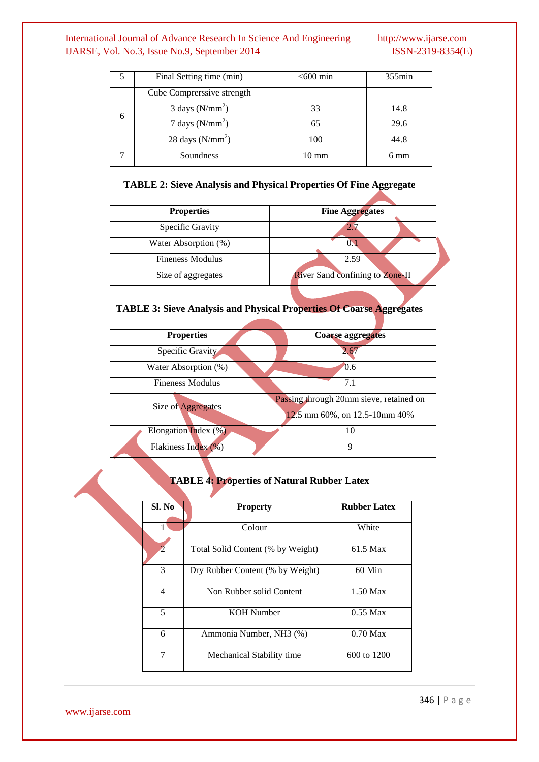| 5 | Final Setting time (min) | <600 min | 355min |
|---|---|---|---|
| 6 | Cube Comprerssive strength | | |
| | 3 days ($N/mm^2$) | 33 | 14.8 |
| | 7 days ($N/mm^2$) | 65 | 29.6 |
| | 28 days ($N/mm^2$) | 100 | 44.8 |
| 7 | Soundness | 10 mm | 6 mm |

**TABLE 2: Sieve Analysis and Physical Properties Of Fine Aggregate**

| Properties | Fine Aggregates |
|---|---|
| Specific Gravity | 2.7 |
| Water Absorption (%) | 0.1 |
| Fineness Modulus | 2.59 |
| Size of aggregates | River Sand confining to Zone-II |

**TABLE 3: Sieve Analysis and Physical Properties Of Coarse Aggregates**

| Properties | Coarse aggregates |
|---|---|
| Specific Gravity | 2.67 |
| Water Absorption (%) | 0.6 |
| Fineness Modulus | 7.1 |
| Size of Aggregates | Passing through 20mm sieve, retained on 12.5 mm 60%, on 12.5-10mm 40% |
| Elongation Index (%) | 10 |
| Flakiness Index (%) | 9 |

**TABLE 4: Properties of Natural Rubber Latex**

| Sl. No | Property | Rubber Latex |
|---|---|---|
| 1 | Colour | White |
| 2 | Total Solid Content (% by Weight) | 61.5 Max |
| 3 | Dry Rubber Content (% by Weight) | 60 Min |
| 4 | Non Rubber solid Content | 1.50 Max |
| 5 | KOH Number | 0.55 Max |
| 6 | Ammonia Number, $NH_3$ (%) | 0.70 Max |
| 7 | Mechanical Stability time | 600 to 1200 |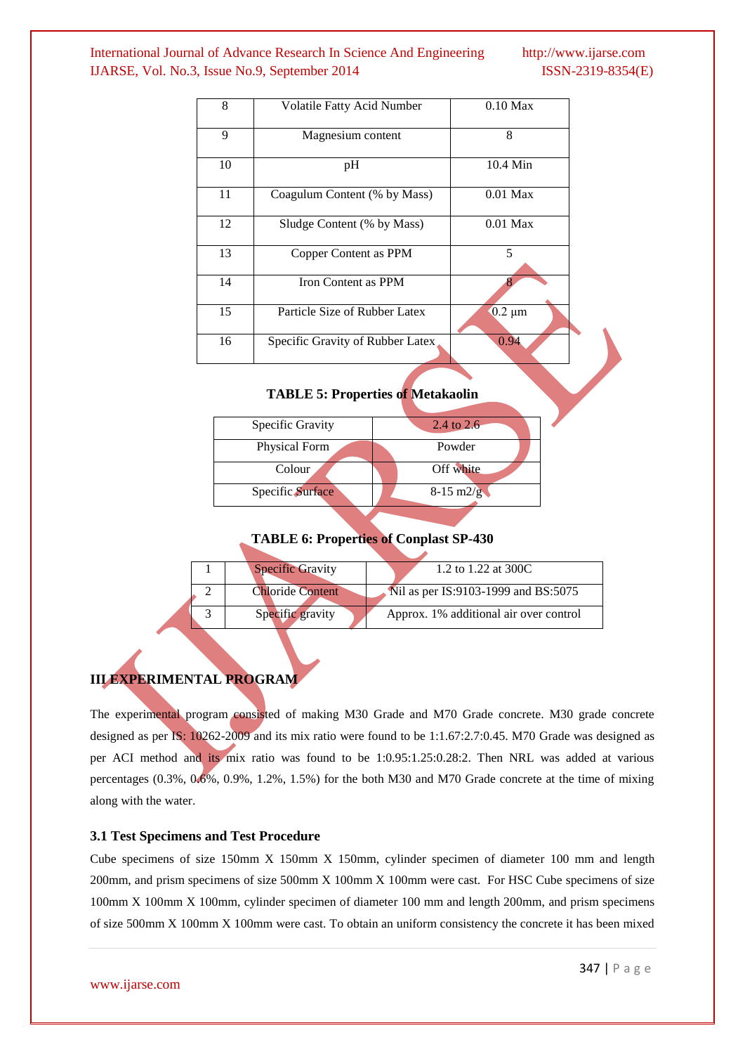| 8 | Volatile Fatty Acid Number | 0.10 Max |
|---|---|---|
| 9 | Magnesium content | 8 |
| 10 | pH | 10.4 Min |
| 11 | Coagulum Content (% by Mass) | 0.01 Max |
| 12 | Sludge Content (% by Mass) | 0.01 Max |
| 13 | Copper Content as PPM | 5 |
| 14 | Iron Content as PPM | 8 |
| 15 | Particle Size of Rubber Latex | 0.2 µm |
| 16 | Specific Gravity of Rubber Latex | 0.94 |

**TABLE 5: Properties of Metakaolin**

| Specific Gravity | 2.4 to 2.6 |
|---|---|
| Physical Form | Powder |
| Colour | Off white |
| Specific Surface | 8-15 m2/g |

**TABLE 6: Properties of Conplast SP-430**

| 1 | Specific Gravity | 1.2 to 1.22 at 300C |
|---|---|---|
| 2 | Chloride Content | Nil as per IS:9103-1999 and BS:5075 |
| 3 | Specific gravity | Approx. 1% additional air over control |

## III EXPERIMENTAL PROGRAM

The experimental program consisted of making M30 Grade and M70 Grade concrete. M30 grade concrete designed as per IS: 10262-2009 and its mix ratio were found to be 1:1.67:2.7:0.45. M70 Grade was designed as per ACI method and its mix ratio was found to be 1:0.95:1.25:0.28:2. Then NRL was added at various percentages (0.3%, 0.6%, 0.9%, 1.2%, 1.5%) for the both M30 and M70 Grade concrete at the time of mixing along with the water.

### 3.1 Test Specimens and Test Procedure

Cube specimens of size 150mm X 150mm X 150mm, cylinder specimen of diameter 100 mm and length 200mm, and prism specimens of size 500mm X 100mm X 100mm were cast. For HSC Cube specimens of size 100mm X 100mm X 100mm, cylinder specimen of diameter 100 mm and length 200mm, and prism specimens of size 500mm X 100mm X 100mm were cast. To obtain an uniform consistency the concrete it has been mixed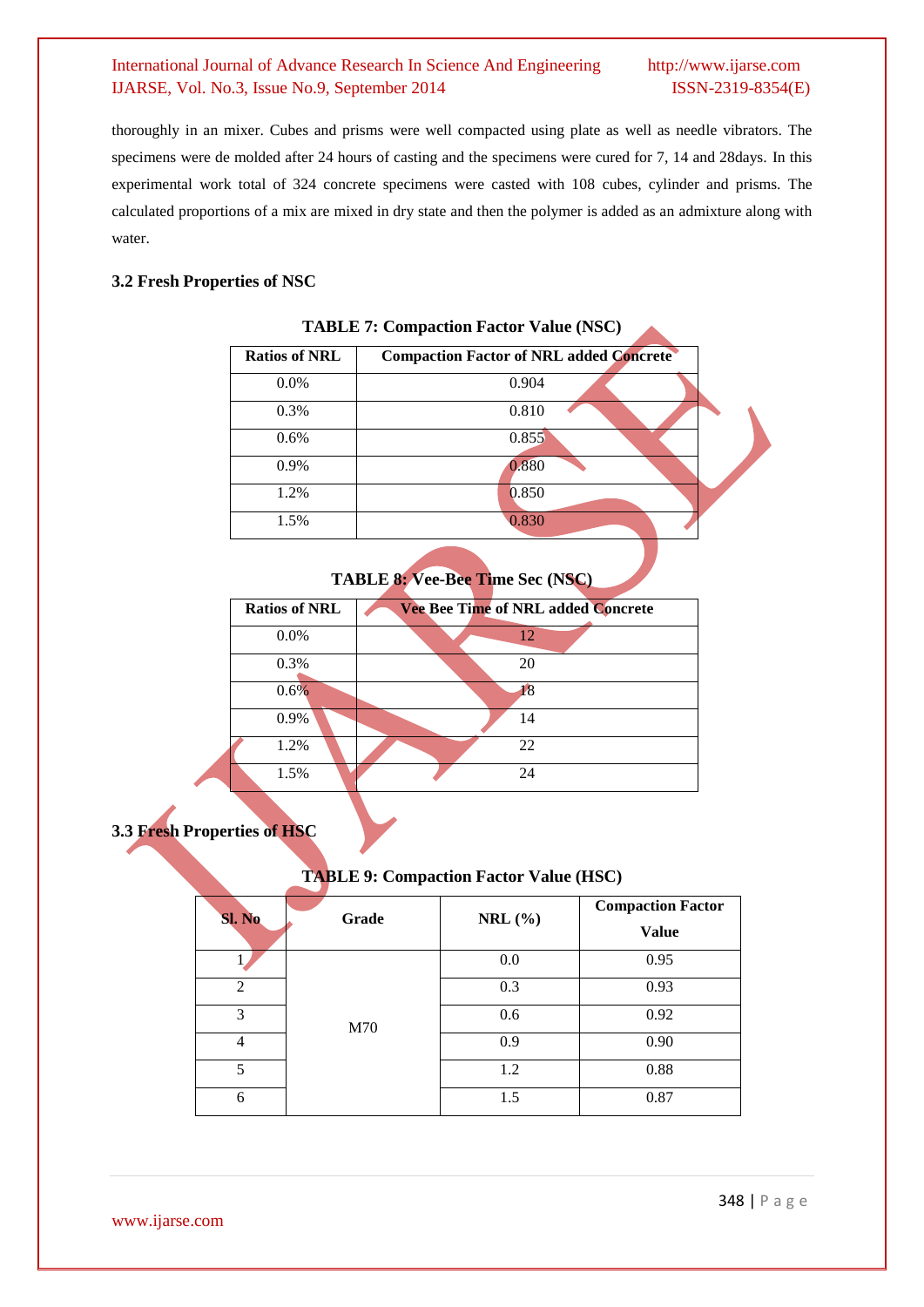thoroughly in an mixer. Cubes and prisms were well compacted using plate as well as needle vibrators. The specimens were de molded after 24 hours of casting and the specimens were cured for 7, 14 and 28days. In this experimental work total of 324 concrete specimens were casted with 108 cubes, cylinder and prisms. The calculated proportions of a mix are mixed in dry state and then the polymer is added as an admixture along with water.

### 3.2 Fresh Properties of NSC

**TABLE 7: Compaction Factor Value (NSC)**

| Ratios of NRL | Compaction Factor of NRL added Concrete |
|---|---|
| 0.0% | 0.904 |
| 0.3% | 0.810 |
| 0.6% | 0.855 |
| 0.9% | 0.880 |
| 1.2% | 0.850 |
| 1.5% | 0.830 |

**TABLE 8: Vee-Bee Time Sec (NSC)**

| Ratios of NRL | Vee Bee Time of NRL added Concrete |
|---|---|
| 0.0% | 12 |
| 0.3% | 20 |
| 0.6% | 18 |
| 0.9% | 14 |
| 1.2% | 22 |
| 1.5% | 24 |

### 3.3 Fresh Properties of HSC

**TABLE 9: Compaction Factor Value (HSC)**

| Sl. No | Grade | NRL (%) | Compaction Factor Value |
|---|---|---|---|
| 1 | M70 | 0.0 | 0.95 |
| 2 | | 0.3 | 0.93 |
| 3 | | 0.6 | 0.92 |
| 4 | | 0.9 | 0.90 |
| 5 | | 1.2 | 0.88 |
| 6 | | 1.5 | 0.87 |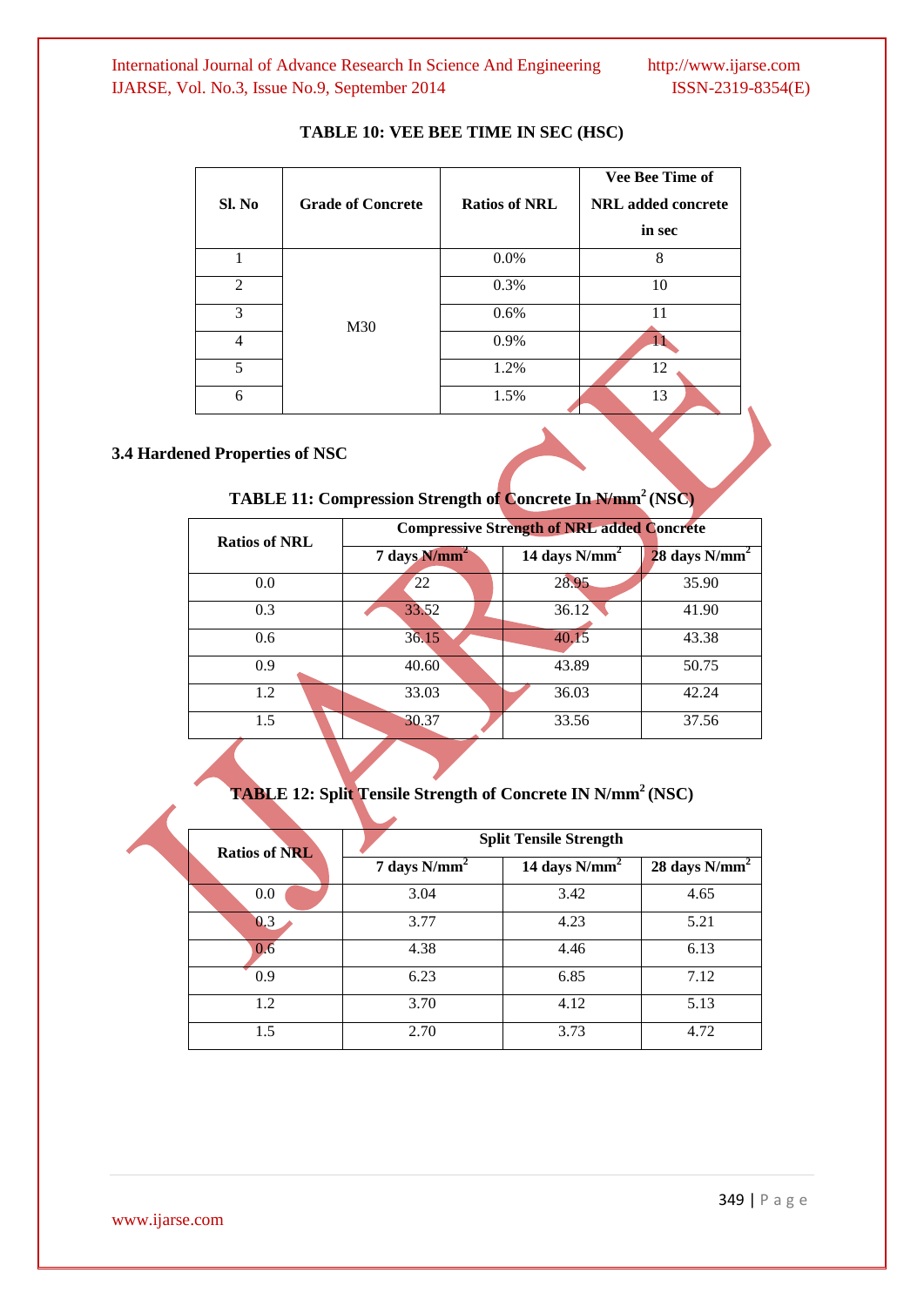**TABLE 10: VEE BEE TIME IN SEC (HSC)**

| Sl. No | Grade of Concrete | Ratios of NRL | Vee Bee Time of NRL added concrete in sec |
|---|---|---|---|
| 1 | M30 | 0.0% | 8 |
| 2 | | 0.3% | 10 |
| 3 | | 0.6% | 11 |
| 4 | | 0.9% | 11 |
| 5 | | 1.2% | 12 |
| 6 | | 1.5% | 13 |

### 3.4 Hardened Properties of NSC

**TABLE 11: Compression Strength of Concrete In $N/mm^2$ (NSC)**

| Ratios of NRL | Compressive Strength of NRL added Concrete | | |
|---|---|---|---|
| | 7 days $N/mm^2$ | 14 days $N/mm^2$ | 28 days $N/mm^2$ |
| 0.0 | 22 | 28.95 | 35.90 |
| 0.3 | 33.52 | 36.12 | 41.90 |
| 0.6 | 36.15 | 40.15 | 43.38 |
| 0.9 | 40.60 | 43.89 | 50.75 |
| 1.2 | 33.03 | 36.03 | 42.24 |
| 1.5 | 30.37 | 33.56 | 37.56 |

**TABLE 12: Split Tensile Strength of Concrete IN $N/mm^2$ (NSC)**

| Ratios of NRL | Split Tensile Strength | | |
|---|---|---|---|
| | 7 days $N/mm^2$ | 14 days $N/mm^2$ | 28 days $N/mm^2$ |
| 0.0 | 3.04 | 3.42 | 4.65 |
| 0.3 | 3.77 | 4.23 | 5.21 |
| 0.6 | 4.38 | 4.46 | 6.13 |
| 0.9 | 6.23 | 6.85 | 7.12 |
| 1.2 | 3.70 | 4.12 | 5.13 |
| 1.5 | 2.70 | 3.73 | 4.72 |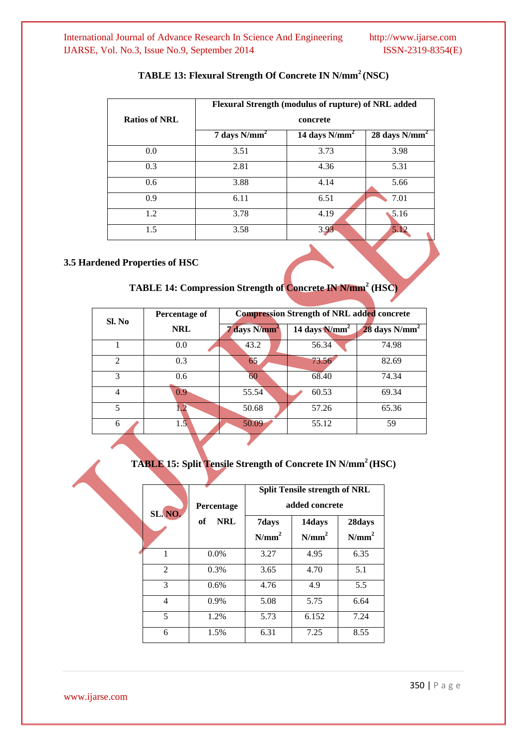**TABLE 13: Flexural Strength Of Concrete IN N/mm$^2$ (NSC)**

| Ratios of NRL | Flexural Strength (modulus of rupture) of NRL added concrete | | |
|---|---|---|---|
| | 7 days N/mm$^2$ | 14 days N/mm$^2$ | 28 days N/mm$^2$ |
| 0.0 | 3.51 | 3.73 | 3.98 |
| 0.3 | 2.81 | 4.36 | 5.31 |
| 0.6 | 3.88 | 4.14 | 5.66 |
| 0.9 | 6.11 | 6.51 | 7.01 |
| 1.2 | 3.78 | 4.19 | 5.16 |
| 1.5 | 3.58 | 3.93 | 5.12 |

### 3.5 Hardened Properties of HSC

**TABLE 14: Compression Strength of Concrete IN N/mm$^2$ (HSC)**

| Sl. No | Percentage of NRL | Compression Strength of NRL added concrete | | |
|---|---|---|---|---|
| | | 7 days N/mm$^2$ | 14 days N/mm$^2$ | 28 days N/mm$^2$ |
| 1 | 0.0 | 43.2 | 56.34 | 74.98 |
| 2 | 0.3 | 65 | 73.56 | 82.69 |
| 3 | 0.6 | 60 | 68.40 | 74.34 |
| 4 | 0.9 | 55.54 | 60.53 | 69.34 |
| 5 | 1.2 | 50.68 | 57.26 | 65.36 |
| 6 | 1.5 | 50.09 | 55.12 | 59 |

**TABLE 15: Split Tensile Strength of Concrete IN N/mm$^2$ (HSC)**

| SL. NO. | Percentage of NRL | Split Tensile strength of NRL added concrete | | |
|---|---|---|---|---|
| | | 7days N/mm$^2$ | 14days N/mm$^2$ | 28days N/mm$^2$ |
| 1 | 0.0% | 3.27 | 4.95 | 6.35 |
| 2 | 0.3% | 3.65 | 4.70 | 5.1 |
| 3 | 0.6% | 4.76 | 4.9 | 5.5 |
| 4 | 0.9% | 5.08 | 5.75 | 6.64 |
| 5 | 1.2% | 5.73 | 6.152 | 7.24 |
| 6 | 1.5% | 6.31 | 7.25 | 8.55 |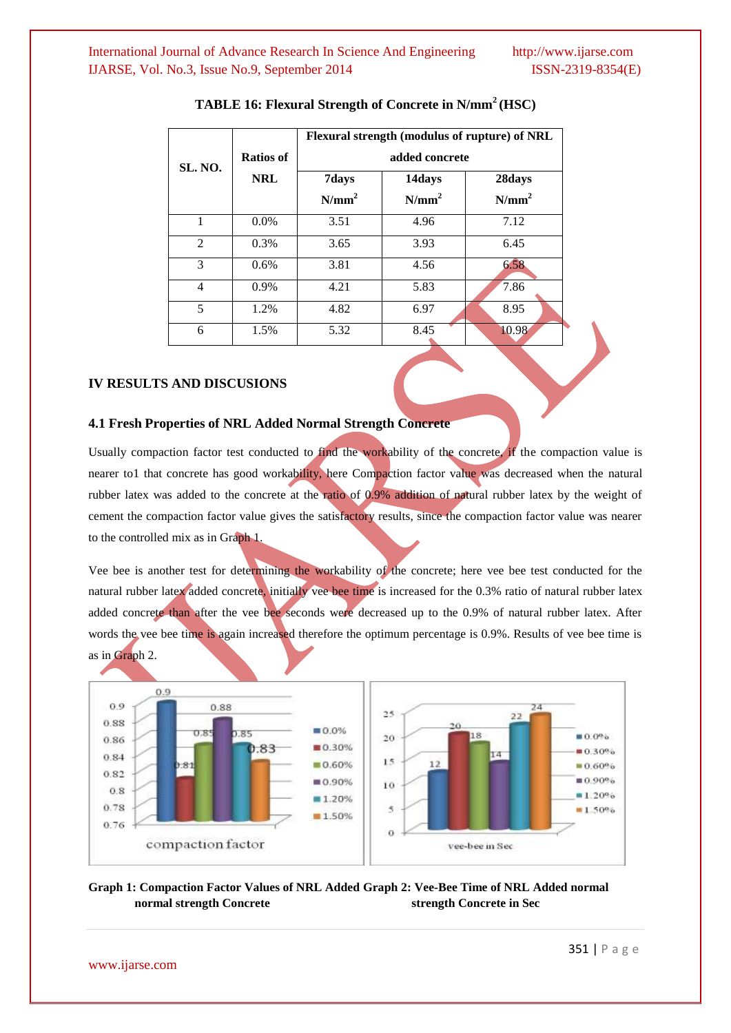**TABLE 16: Flexural Strength of Concrete in N/mm$^2$ (HSC)**

| SL. NO. | Ratios of NRL | Flexural strength (modulus of rupture) of NRL added concrete | | |
|---|---|---|---|---|
| | | 7days N/mm$^2$ | 14days N/mm$^2$ | 28days N/mm$^2$ |
| 1 | 0.0% | 3.51 | 4.96 | 7.12 |
| 2 | 0.3% | 3.65 | 3.93 | 6.45 |
| 3 | 0.6% | 3.81 | 4.56 | 6.58 |
| 4 | 0.9% | 4.21 | 5.83 | 7.86 |
| 5 | 1.2% | 4.82 | 6.97 | 8.95 |
| 6 | 1.5% | 5.32 | 8.45 | 10.98 |

## IV RESULTS AND DISCUSIONS

### 4.1 Fresh Properties of NRL Added Normal Strength Concrete

Usually compaction factor test conducted to find the workability of the concrete, if the compaction value is nearer to1 that concrete has good workability, here Compaction factor value was decreased when the natural rubber latex was added to the concrete at the ratio of 0.9% addition of natural rubber latex by the weight of cement the compaction factor value gives the satisfactory results, since the compaction factor value was nearer to the controlled mix as in Graph 1.

Vee bee is another test for determining the workability of the concrete; here vee bee test conducted for the natural rubber latex added concrete, initially vee bee time is increased for the 0.3% ratio of natural rubber latex added concrete than after the vee bee seconds were decreased up to the 0.9% of natural rubber latex. After words the vee bee time is again increased therefore the optimum percentage is 0.9%. Results of vee bee time is as in Graph 2.

**Graph 1: Compaction Factor Values of NRL Added normal strength Concrete**

**Graph 2: Vee-Bee Time of NRL Added normal strength Concrete in Sec**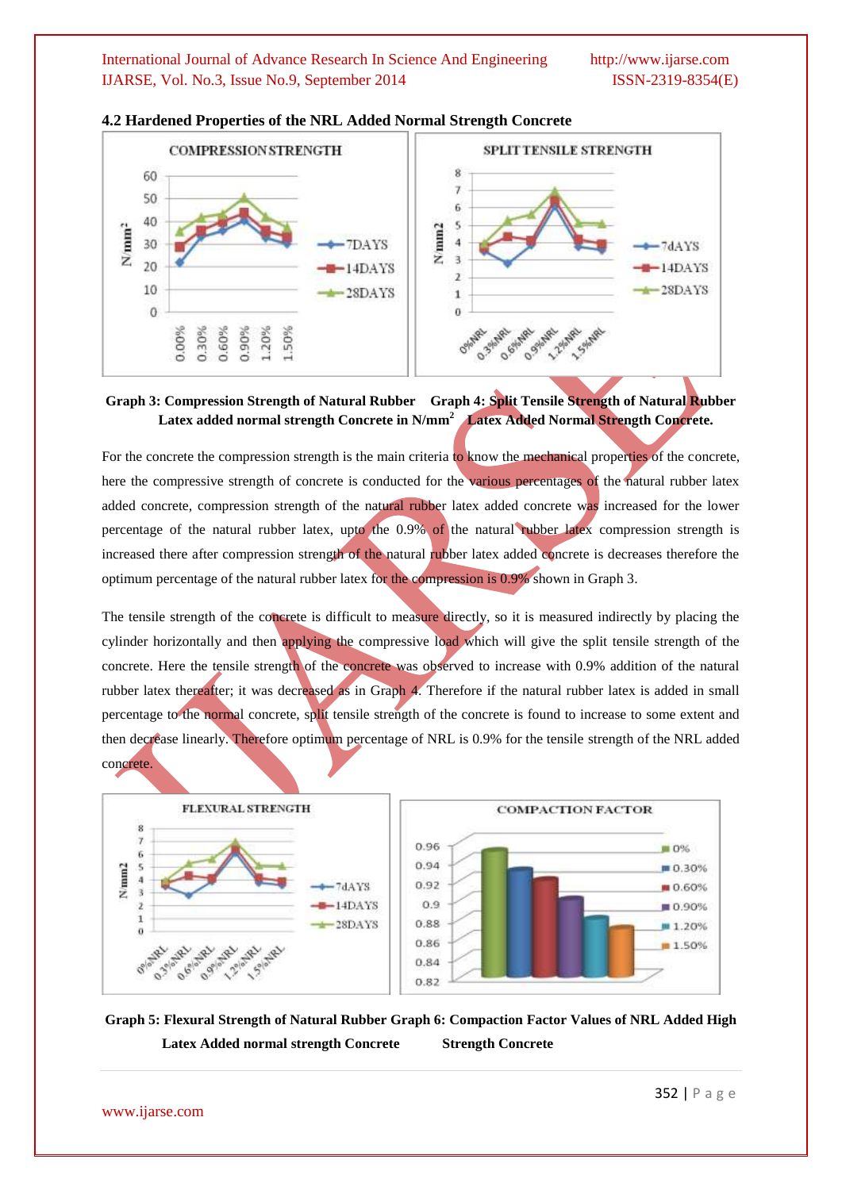### 4.2 Hardened Properties of the NRL Added Normal Strength Concrete

**Graph 3: Compression Strength of Natural Rubber Latex added normal strength Concrete in N/mm²**

**Graph 4: Split Tensile Strength of Natural Rubber Latex Added Normal Strength Concrete.**

For the concrete the compression strength is the main criteria to know the mechanical properties of the concrete, here the compressive strength of concrete is conducted for the various percentages of the natural rubber latex added concrete, compression strength of the natural rubber latex added concrete was increased for the lower percentage of the natural rubber latex, upto the 0.9% of the natural rubber latex compression strength is increased there after compression strength of the natural rubber latex added concrete is decreases therefore the optimum percentage of the natural rubber latex for the compression is 0.9% shown in Graph 3.

The tensile strength of the concrete is difficult to measure directly, so it is measured indirectly by placing the cylinder horizontally and then applying the compressive load which will give the split tensile strength of the concrete. Here the tensile strength of the concrete was observed to increase with 0.9% addition of the natural rubber latex thereafter; it was decreased as in Graph 4. Therefore if the natural rubber latex is added in small percentage to the normal concrete, split tensile strength of the concrete is found to increase to some extent and then decrease linearly. Therefore optimum percentage of NRL is 0.9% for the tensile strength of the NRL added concrete.

**Graph 5: Flexural Strength of Natural Rubber Latex Added normal strength Concrete**

**Graph 6: Compaction Factor Values of NRL Added High Strength Concrete**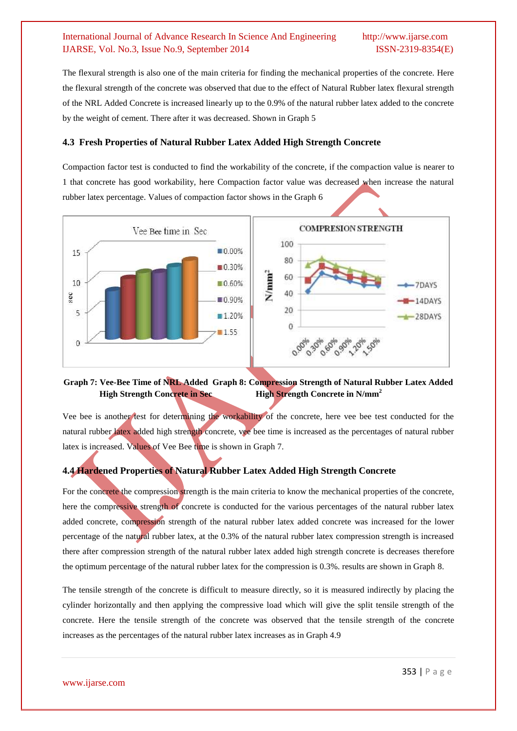The flexural strength is also one of the main criteria for finding the mechanical properties of the concrete. Here the flexural strength of the concrete was observed that due to the effect of Natural Rubber latex flexural strength of the NRL Added Concrete is increased linearly up to the 0.9% of the natural rubber latex added to the concrete by the weight of cement. There after it was decreased. Shown in Graph 5

### 4.3 Fresh Properties of Natural Rubber Latex Added High Strength Concrete

Compaction factor test is conducted to find the workability of the concrete, if the compaction value is nearer to 1 that concrete has good workability, here Compaction factor value was decreased when increase the natural rubber latex percentage. Values of compaction factor shows in the Graph 6

**Graph 7: Vee-Bee Time of NRL Added High Strength Concrete in Sec**

**Graph 8: Compression Strength of Natural Rubber Latex Added High Strength Concrete in N/mm$^2$**

Vee bee is another test for determining the workability of the concrete, here vee bee test conducted for the natural rubber latex added high strength concrete, vee bee time is increased as the percentages of natural rubber latex is increased. Values of Vee Bee time is shown in Graph 7.

### 4.4 Hardened Properties of Natural Rubber Latex Added High Strength Concrete

For the concrete the compression strength is the main criteria to know the mechanical properties of the concrete, here the compressive strength of concrete is conducted for the various percentages of the natural rubber latex added concrete, compression strength of the natural rubber latex added concrete was increased for the lower percentage of the natural rubber latex, at the 0.3% of the natural rubber latex compression strength is increased there after compression strength of the natural rubber latex added high strength concrete is decreases therefore the optimum percentage of the natural rubber latex for the compression is 0.3%. results are shown in Graph 8.

The tensile strength of the concrete is difficult to measure directly, so it is measured indirectly by placing the cylinder horizontally and then applying the compressive load which will give the split tensile strength of the concrete. Here the tensile strength of the concrete was observed that the tensile strength of the concrete increases as the percentages of the natural rubber latex increases as in Graph 4.9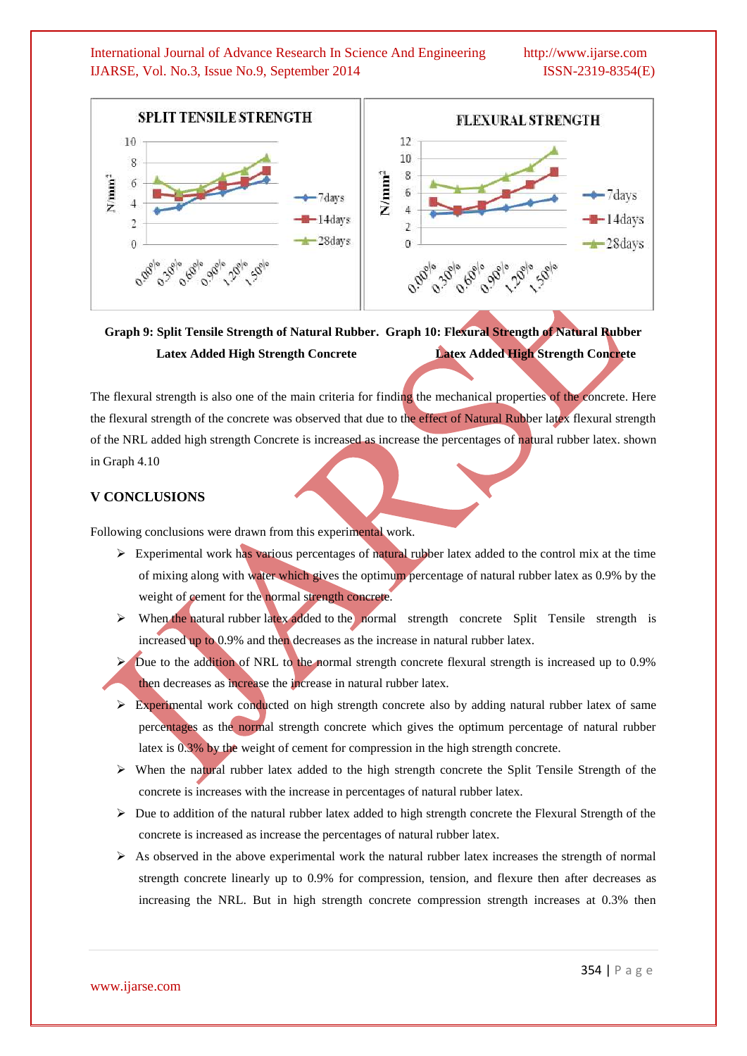Graph 9: Split Tensile Strength of Natural Rubber Latex Added High Strength Concrete

Graph 10: Flexural Strength of Natural Rubber Latex Added High Strength Concrete

The flexural strength is also one of the main criteria for finding the mechanical properties of the concrete. Here the flexural strength of the concrete was observed that due to the effect of Natural Rubber latex flexural strength of the NRL added high strength Concrete is increased as increase the percentages of natural rubber latex. shown in Graph 4.10

## V CONCLUSIONS

Following conclusions were drawn from this experimental work.

- Experimental work has various percentages of natural rubber latex added to the control mix at the time of mixing along with water which gives the optimum percentage of natural rubber latex as 0.9% by the weight of cement for the normal strength concrete.
- When the natural rubber latex added to the normal strength concrete Split Tensile strength is increased up to 0.9% and then decreases as the increase in natural rubber latex.
- Due to the addition of NRL to the normal strength concrete flexural strength is increased up to 0.9% then decreases as increase the increase in natural rubber latex.
- Experimental work conducted on high strength concrete also by adding natural rubber latex of same percentages as the normal strength concrete which gives the optimum percentage of natural rubber latex is 0.3% by the weight of cement for compression in the high strength concrete.
- When the natural rubber latex added to the high strength concrete the Split Tensile Strength of the concrete is increases with the increase in percentages of natural rubber latex.
- Due to addition of the natural rubber latex added to high strength concrete the Flexural Strength of the concrete is increased as increase the percentages of natural rubber latex.
- As observed in the above experimental work the natural rubber latex increases the strength of normal strength concrete linearly up to 0.9% for compression, tension, and flexure then after decreases as increasing the NRL. But in high strength concrete compression strength increases at 0.3% then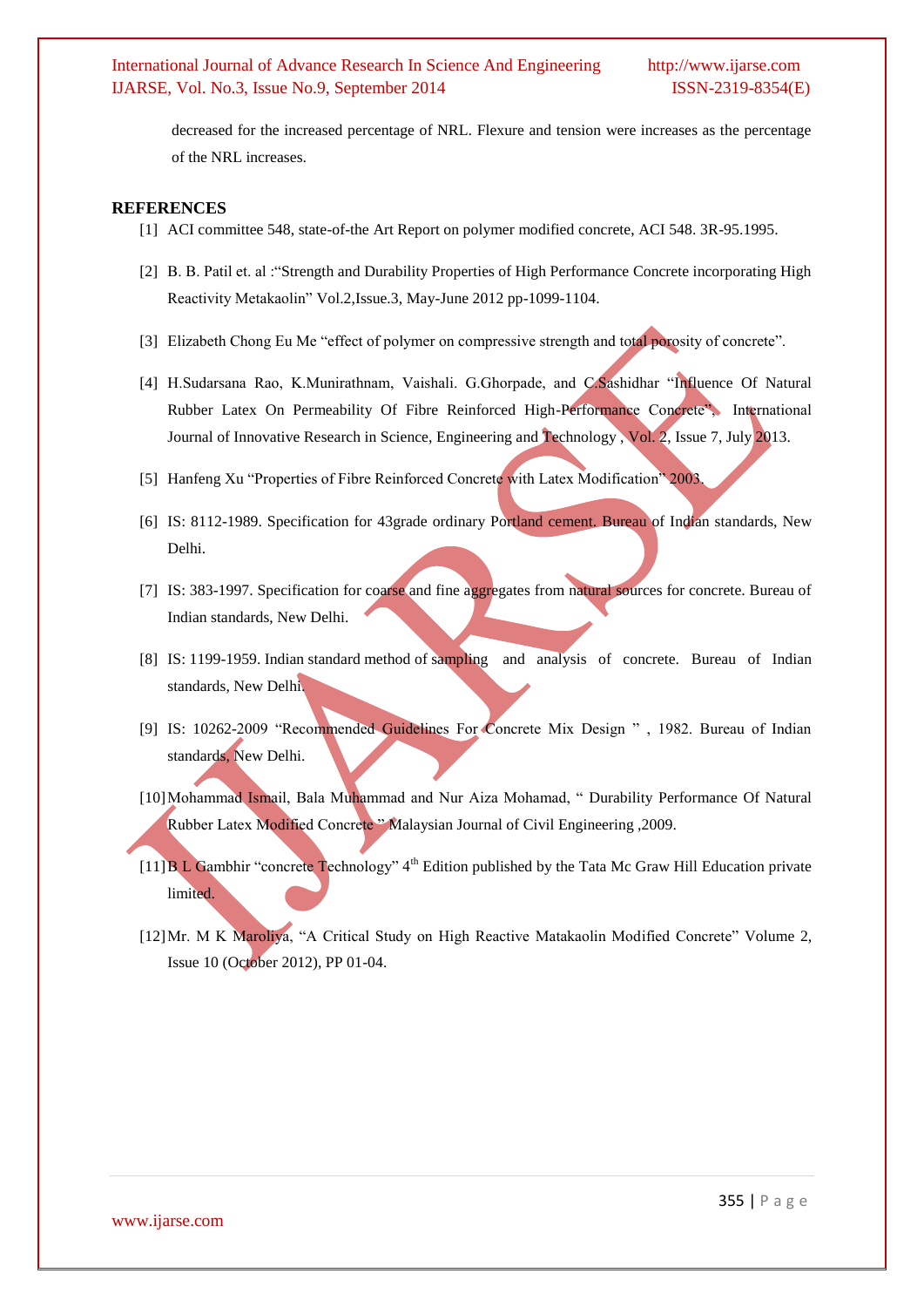decreased for the increased percentage of NRL. Flexure and tension were increases as the percentage of the NRL increases.

## REFERENCES

[1] ACI committee 548, state-of-the Art Report on polymer modified concrete, ACI 548. 3R-95.1995.

[2] B. B. Patil et. al :"Strength and Durability Properties of High Performance Concrete incorporating High Reactivity Metakaolin" Vol.2,Issue.3, May-June 2012 pp-1099-1104.

[3] Elizabeth Chong Eu Me "effect of polymer on compressive strength and total porosity of concrete".

[4] H.Sudarsana Rao, K.Munirathnam, Vaishali. G.Ghorpade, and C.Sashidhar "Influence Of Natural Rubber Latex On Permeability Of Fibre Reinforced High-Performance Concrete", International Journal of Innovative Research in Science, Engineering and Technology , Vol. 2, Issue 7, July 2013.

[5] Hanfeng Xu "Properties of Fibre Reinforced Concrete with Latex Modification" 2003.

[6] IS: 8112-1989. Specification for 43grade ordinary Portland cement. Bureau of Indian standards, New Delhi.

[7] IS: 383-1997. Specification for coarse and fine aggregates from natural sources for concrete. Bureau of Indian standards, New Delhi.

[8] IS: 1199-1959. Indian standard method of sampling and analysis of concrete. Bureau of Indian standards, New Delhi.

[9] IS: 10262-2009 "Recommended Guidelines For Concrete Mix Design " , 1982. Bureau of Indian standards, New Delhi.

[10] Mohammad Ismail, Bala Muhammad and Nur Aiza Mohamad, " Durability Performance Of Natural Rubber Latex Modified Concrete " Malaysian Journal of Civil Engineering ,2009.

[11] B L Gambhir "concrete Technology" 4th Edition published by the Tata Mc Graw Hill Education private limited.

[12] Mr. M K Maroliya, "A Critical Study on High Reactive Matakaolin Modified Concrete" Volume 2, Issue 10 (October 2012), PP 01-04.